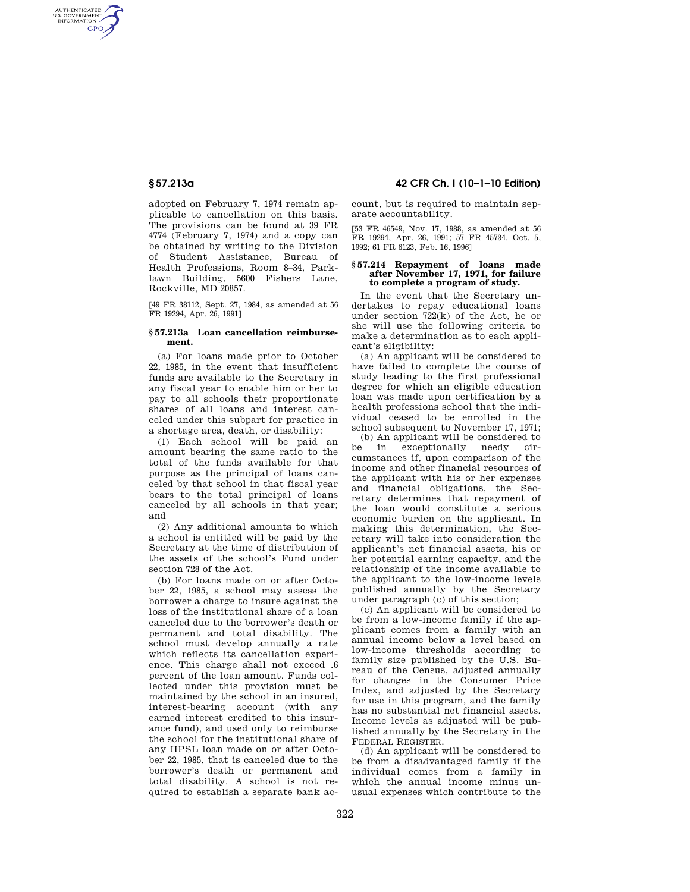adopted on February 7, 1974 remain applicable to cancellation on this basis. The provisions can be found at 39 FR 4774 (February 7, 1974) and a copy can be obtained by writing to the Division of Student Assistance, Bureau of Health Professions, Room 8–34, Parklawn Building, 5600 Fishers Lane, Rockville, MD 20857.

[49 FR 38112, Sept. 27, 1984, as amended at 56 FR 19294, Apr. 26, 1991]

### § 57.213a Loan cancellation reimbursement.

(a) For loans made prior to October 22, 1985, in the event that insufficient funds are available to the Secretary in any fiscal year to enable him or her to pay to all schools their proportionate shares of all loans and interest canceled under this subpart for practice in a shortage area, death, or disability:

(1) Each school will be paid an amount bearing the same ratio to the total of the funds available for that purpose as the principal of loans canceled by that school in that fiscal year bears to the total principal of loans canceled by all schools in that year; and

(2) Any additional amounts to which a school is entitled will be paid by the Secretary at the time of distribution of the assets of the school's Fund under section 728 of the Act.

(b) For loans made on or after October 22, 1985, a school may assess the borrower a charge to insure against the loss of the institutional share of a loan canceled due to the borrower's death or permanent and total disability. The school must develop annually a rate which reflects its cancellation experience. This charge shall not exceed .6 percent of the loan amount. Funds collected under this provision must be maintained by the school in an insured, interest-bearing account (with any earned interest credited to this insurance fund), and used only to reimburse the school for the institutional share of any HPSL loan made on or after October 22, 1985, that is canceled due to the borrower's death or permanent and total disability. A school is not required to establish a separate bank account, but is required to maintain separate accountability.

[53 FR 46549, Nov. 17, 1988, as amended at 56 FR 19294, Apr. 26, 1991; 57 FR 45734, Oct. 5, 1992; 61 FR 6123, Feb. 16, 1996]

### § 57.214 Repayment of loans made after November 17, 1971, for failure to complete a program of study.

In the event that the Secretary undertakes to repay educational loans under section 722(k) of the Act, he or she will use the following criteria to make a determination as to each applicant's eligibility:

(a) An applicant will be considered to have failed to complete the course of study leading to the first professional degree for which an eligible education loan was made upon certification by a health professions school that the individual ceased to be enrolled in the school subsequent to November 17, 1971;

(b) An applicant will be considered to be in exceptionally needy circumstances if, upon comparison of the income and other financial resources of the applicant with his or her expenses and financial obligations, the Secretary determines that repayment of the loan would constitute a serious economic burden on the applicant. In making this determination, the Secretary will take into consideration the applicant's net financial assets, his or her potential earning capacity, and the relationship of the income available to the applicant to the low-income levels published annually by the Secretary under paragraph (c) of this section;

(c) An applicant will be considered to be from a low-income family if the applicant comes from a family with an annual income below a level based on low-income thresholds according to family size published by the U.S. Bureau of the Census, adjusted annually for changes in the Consumer Price Index, and adjusted by the Secretary for use in this program, and the family has no substantial net financial assets. Income levels as adjusted will be published annually by the Secretary in the FEDERAL REGISTER.

(d) An applicant will be considered to be from a disadvantaged family if the individual comes from a family in which the annual income minus unusual expenses which contribute to the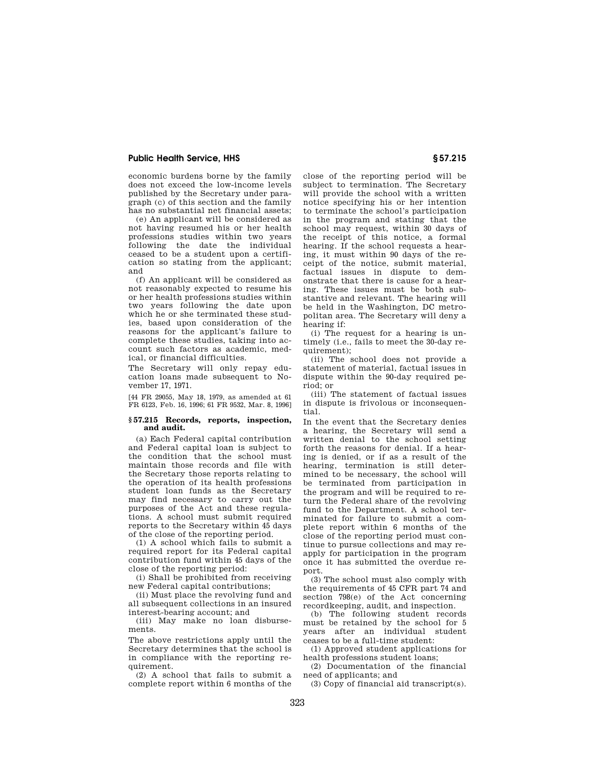economic burdens borne by the family does not exceed the low-income levels published by the Secretary under paragraph (c) of this section and the family has no substantial net financial assets;

(e) An applicant will be considered as not having resumed his or her health professions studies within two years following the date the individual ceased to be a student upon a certification so stating from the applicant; and

(f) An applicant will be considered as not reasonably expected to resume his or her health professions studies within two years following the date upon which he or she terminated these studies, based upon consideration of the reasons for the applicant's failure to complete these studies, taking into account such factors as academic, medical, or financial difficulties.

The Secretary will only repay education loans made subsequent to November 17, 1971.

[44 FR 29055, May 18, 1979, as amended at 61 FR 6123, Feb. 16, 1996; 61 FR 9532, Mar. 8, 1996]

### § 57.215 Records, reports, inspection, and audit.

(a) Each Federal capital contribution and Federal capital loan is subject to the condition that the school must maintain those records and file with the Secretary those reports relating to the operation of its health professions student loan funds as the Secretary may find necessary to carry out the purposes of the Act and these regulations. A school must submit required reports to the Secretary within 45 days of the close of the reporting period.

(1) A school which fails to submit a required report for its Federal capital contribution fund within 45 days of the close of the reporting period:

(i) Shall be prohibited from receiving new Federal capital contributions;

(ii) Must place the revolving fund and all subsequent collections in an insured interest-bearing account; and

(iii) May make no loan disbursements.

The above restrictions apply until the Secretary determines that the school is in compliance with the reporting requirement.

(2) A school that fails to submit a complete report within 6 months of the close of the reporting period will be subject to termination. The Secretary will provide the school with a written notice specifying his or her intention to terminate the school's participation in the program and stating that the school may request, within 30 days of the receipt of this notice, a formal hearing. If the school requests a hearing, it must within 90 days of the receipt of the notice, submit material, factual issues in dispute to demonstrate that there is cause for a hearing. These issues must be both substantive and relevant. The hearing will be held in the Washington, DC metropolitan area. The Secretary will deny a hearing if:

(i) The request for a hearing is untimely (i.e., fails to meet the 30-day requirement);

(ii) The school does not provide a statement of material, factual issues in dispute within the 90-day required period; or

(iii) The statement of factual issues in dispute is frivolous or inconsequential.

In the event that the Secretary denies a hearing, the Secretary will send a written denial to the school setting forth the reasons for denial. If a hearing is denied, or if as a result of the hearing, termination is still determined to be necessary, the school will be terminated from participation in the program and will be required to return the Federal share of the revolving fund to the Department. A school terminated for failure to submit a complete report within 6 months of the close of the reporting period must continue to pursue collections and may reapply for participation in the program once it has submitted the overdue report.

(3) The school must also comply with the requirements of 45 CFR part 74 and section 798(e) of the Act concerning recordkeeping, audit, and inspection.

(b) The following student records must be retained by the school for 5 years after an individual student ceases to be a full-time student:

(1) Approved student applications for health professions student loans;

(2) Documentation of the financial need of applicants; and

(3) Copy of financial aid transcript(s).